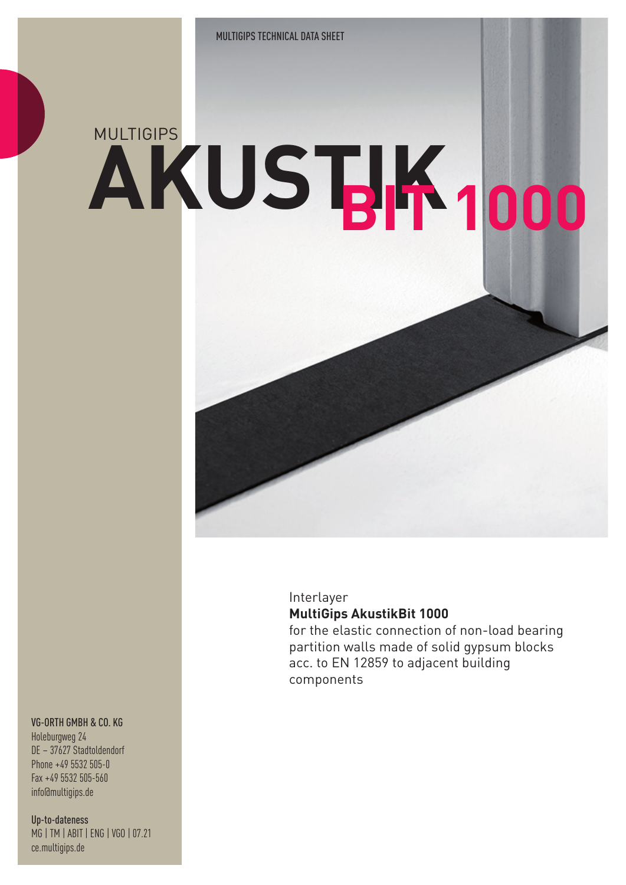MULTIGIPS TECHNICAL DATA SHEET

MULTIGIPS

# AKUSTIK BIT 1000

Interlayer
**MultiGips AkustikBit 1000**
for the elastic connection of non-load bearing partition walls made of solid gypsum blocks acc. to EN 12859 to adjacent building components

VG-ORTH GMBH & CO. KG
Holeburgweg 24
DE – 37627 Stadtoldendorf
Phone +49 5532 505-0
Fax +49 5532 505-560
info@multigips.de

Up-to-dateness
MG | TM | ABIT | ENG | VGO | 07.21
ce.multigips.de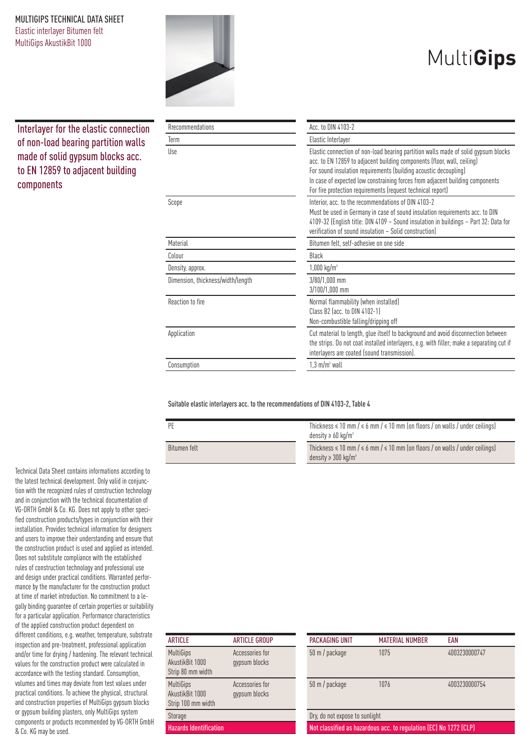MULTIGIPS TECHNICAL DATA SHEET

Elastic interlayer Bitumen felt

MultiGips AkustikBit 1000

MultiGips

## Interlayer for the elastic connection of non-load bearing partition walls made of solid gypsum blocks acc. to EN 12859 to adjacent building components

| | |
|---|---|
| Rrecommendations | Acc. to DIN 4103-2 |
| Term | Elastic Interlayer |
| Use | Elastic connection of non-load bearing partition walls made of solid gypsum blocks acc. to EN 12859 to adjacent building components (floor, wall, ceiling)<br>For sound insulation requirements (building acoustic decoupling)<br>In case of expected low constraining forces from adjacent building components<br>For fire protection requirements (request technical report) |
| Scope | Interior, acc. to the recommendations of DIN 4103-2<br>Must be used in Germany in case of sound insulation requirements acc. to DIN 4109-32 (English title: DIN 4109 – Sound insulation in buildings – Part 32: Data for verification of sound insulation – Solid construction) |
| Material | Bitumen felt, self-adhesive on one side |
| Colour | Black |
| Density, approx. | 1,000 kg/m³ |
| Dimension, thickness/width/length | 3/80/1,000 mm<br>3/100/1,000 mm |
| Reaction to fire | Normal flammability (when installed)<br>Class B2 (acc. to DIN 4102-1)<br>Non-combustible falling/dripping off |
| Application | Cut material to length, glue itself to background and avoid disconnection between the strips. Do not coat installed interlayers, e.g. with filler; make a separating cut if interlayers are coated (sound transmission). |
| Consumption | 1,3 m/m² wall |

Suitable elastic interlayers acc. to the recommendations of DIN 4103-2, Table 4

| | |
|---|---|
| PE | Thickness ≤ 10 mm / ≤ 6 mm / ≤ 10 mm (on floors / on walls / under ceilings)<br>density ≥ 60 kg/m³ |
| Bitumen felt | Thickness ≤ 10 mm / ≤ 6 mm / ≤ 10 mm (on floors / on walls / under ceilings)<br>density ≥ 300 kg/m³ |

Technical Data Sheet contains informations according to the latest technical development. Only valid in conjunction with the recognized rules of construction technology and in conjunction with the technical documentation of VG-ORTH GmbH & Co. KG. Does not apply to other specified construction products/types in conjunction with their installation. Provides technical information for designers and users to improve their understanding and ensure that the construction product is used and applied as intended. Does not substitute compliance with the established rules of construction technology and professional use and design under practical conditions. Warranted performance by the manufacturer for the construction product at time of market introduction. No commitment to a legally binding guarantee of certain properties or suitability for a particular application. Performance characteristics of the applied construction product dependent on different conditions, e.g. weather, temperature, substrate inspection and pre-treatment, professional application and/or time for drying / hardening. The relevant technical values for the construction product were calculated in accordance with the testing standard. Consumption, volumes and times may deviate from test values under practical conditions. To achieve the physical, structural and construction properties of MultiGips gypsum blocks or gypsum building plasters, only MultiGips system components or products recommended by VG-ORTH GmbH & Co. KG may be used.

| ARTICLE | ARTICLE GROUP | PACKAGING UNIT | MATERIAL NUMBER | EAN |
|---|---|---|---|---|
| MultiGips AkustikBit 1000 Strip 80 mm width | Accessories for gypsum blocks | 50 m / package | 1075 | 4003230000747 |
| MultiGips AkustikBit 1000 Strip 100 mm width | Accessories for gypsum blocks | 50 m / package | 1076 | 4003230000754 |
| Storage | | Dry, do not expose to sunlight | | |
| Hazards Identification | | Not classified as hazardous acc. to regulation (EC) No 1272 (CLP) | | |